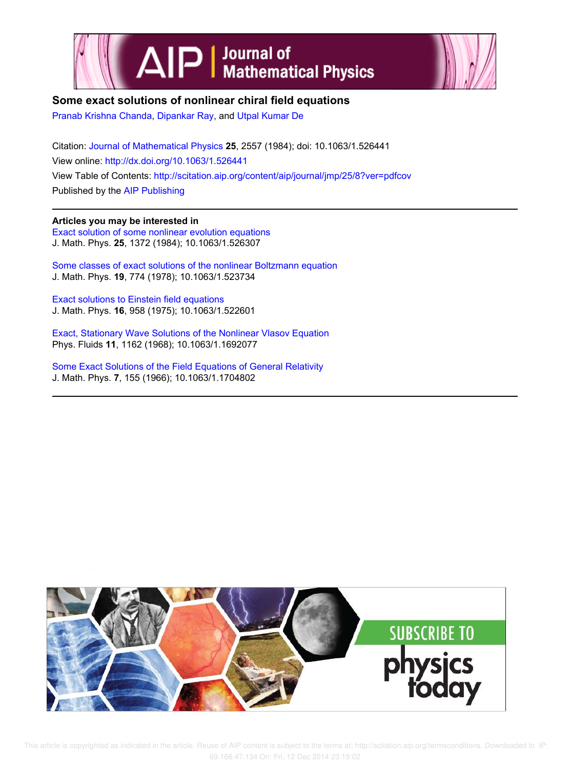# Some exact solutions of nonlinear chiral field equations

Pranab Krishna Chanda, Dipankar Ray, and Utpal Kumar De

Citation: Journal of Mathematical Physics **25**, 2557 (1984); doi: 10.1063/1.526441

View online: http://dx.doi.org/10.1063/1.526441

View Table of Contents: http://scitation.aip.org/content/aip/journal/jmp/25/8?ver=pdfcov

Published by the AIP Publishing

**Articles you may be interested in**

Exact solution of some nonlinear evolution equations
J. Math. Phys. **25**, 1372 (1984); 10.1063/1.526307

Some classes of exact solutions of the nonlinear Boltzmann equation
J. Math. Phys. **19**, 774 (1978); 10.1063/1.523734

Exact solutions to Einstein field equations
J. Math. Phys. **16**, 958 (1975); 10.1063/1.522601

Exact, Stationary Wave Solutions of the Nonlinear Vlasov Equation
Phys. Fluids **11**, 1162 (1968); 10.1063/1.1692077

Some Exact Solutions of the Field Equations of General Relativity
J. Math. Phys. **7**, 155 (1966); 10.1063/1.1704802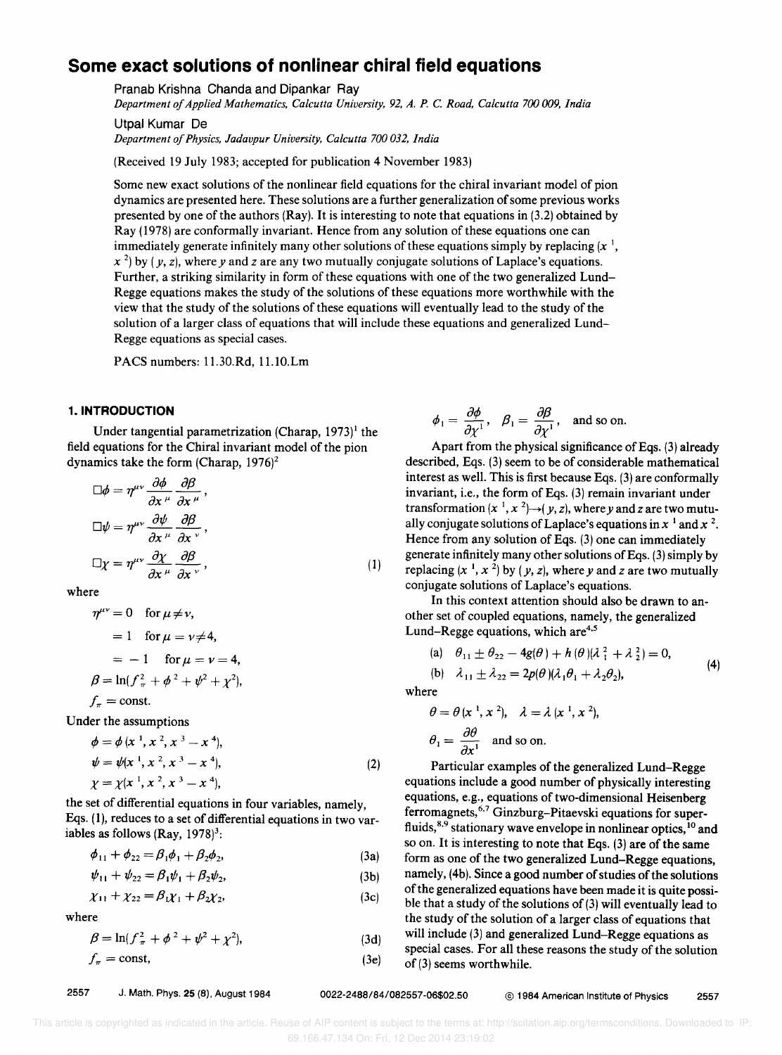# Some exact solutions of nonlinear chiral field equations

Pranab Krishna Chanda and Dipankar Ray

*Department of Applied Mathematics, Calcutta University, 92, A. P. C. Road, Calcutta 700 009, India*

Utpal Kumar De

*Department of Physics, Jadavpur University, Calcutta 700 032, India*

(Received 19 July 1983; accepted for publication 4 November 1983)

Some new exact solutions of the nonlinear field equations for the chiral invariant model of pion dynamics are presented here. These solutions are a further generalization of some previous works presented by one of the authors (Ray). It is interesting to note that equations in (3.2) obtained by Ray (1978) are conformally invariant. Hence from any solution of these equations one can immediately generate infinitely many other solutions of these equations simply by replacing $(x^1, x^2)$ by $(y, z)$, where $y$ and $z$ are any two mutually conjugate solutions of Laplace's equations. Further, a striking similarity in form of these equations with one of the two generalized Lund–Regge equations makes the study of the solutions of these equations more worthwhile with the view that the study of the solutions of these equations will eventually lead to the study of the solution of a larger class of equations that will include these equations and generalized Lund–Regge equations as special cases.

PACS numbers: 11.30.Rd, 11.10.Lm

## 1. INTRODUCTION

Under tangential parametrization (Charap, 1973)[1] the field equations for the Chiral invariant model of the pion dynamics take the form (Charap, 1976)[2]

$$
\begin{aligned}
\Box\phi &= \eta^{\mu\nu}\frac{\partial\phi}{\partial x^\mu}\frac{\partial\beta}{\partial x^\mu},\\
\Box\psi &= \eta^{\mu\nu}\frac{\partial\psi}{\partial x^\mu}\frac{\partial\beta}{\partial x^\nu},\\
\Box\chi &= \eta^{\mu\nu}\frac{\partial\chi}{\partial x^\mu}\frac{\partial\beta}{\partial x^\nu},
\end{aligned}
\tag{1}
$$

where

$$
\begin{aligned}
\eta^{\mu\nu} &= 0 \quad \text{for } \mu\neq\nu,\\
&= 1 \quad \text{for } \mu=\nu\neq 4,\\
&= -1 \quad \text{for } \mu=\nu=4,\\
\beta &= \ln(f_\pi^2+\phi^2+\psi^2+\chi^2),\\
f_\pi &= \text{const.}
\end{aligned}
$$

Under the assumptions

$$
\begin{aligned}
\phi &= \phi(x^1, x^2, x^3 - x^4),\\
\psi &= \psi(x^1, x^2, x^3 - x^4),\\
\chi &= \chi(x^1, x^2, x^3 - x^4),
\end{aligned}
\tag{2}
$$

the set of differential equations in four variables, namely, Eqs. (1), reduces to a set of differential equations in two variables as follows (Ray, 1978)[3]:

$$\phi_{11}+\phi_{22}=\beta_1\phi_1+\beta_2\phi_2, \tag{3a}$$

$$\psi_{11}+\psi_{22}=\beta_1\psi_1+\beta_2\psi_2, \tag{3b}$$

$$\chi_{11}+\chi_{22}=\beta_1\chi_1+\beta_2\chi_2, \tag{3c}$$

where

$$\beta=\ln(f_\pi^2+\phi^2+\psi^2+\chi^2), \tag{3d}$$

$$f_\pi=\text{const}, \tag{3e}$$

$$\phi_1=\frac{\partial\phi}{\partial\chi^1},\quad \beta_1=\frac{\partial\beta}{\partial\chi^1},\quad \text{and so on.}$$

Apart from the physical significance of Eqs. (3) already described, Eqs. (3) seem to be of considerable mathematical interest as well. This is first because Eqs. (3) are conformally invariant, i.e., the form of Eqs. (3) remain invariant under transformation $(x^1, x^2)\to(y, z)$, where $y$ and $z$ are two mutually conjugate solutions of Laplace's equations in $x^1$ and $x^2$. Hence from any solution of Eqs. (3) one can immediately generate infinitely many other solutions of Eqs. (3) simply by replacing $(x^1, x^2)$ by $(y, z)$, where $y$ and $z$ are two mutually conjugate solutions of Laplace's equations.

In this context attention should also be drawn to another set of coupled equations, namely, the generalized Lund–Regge equations, which are[4,5]

$$
\begin{aligned}
&\text{(a)}\quad \theta_{11}\pm\theta_{22}-4g(\theta)+h(\theta)(\lambda_1^2+\lambda_2^2)=0,\\
&\text{(b)}\quad \lambda_{11}\pm\lambda_{22}=2p(\theta)(\lambda_1\theta_1+\lambda_2\theta_2),
\end{aligned}
\tag{4}
$$

where

$$\theta=\theta(x^1,x^2),\quad \lambda=\lambda(x^1,x^2),$$

$$\theta_1=\frac{\partial\theta}{\partial x^1}\quad\text{and so on.}$$

Particular examples of the generalized Lund–Regge equations include a good number of physically interesting equations, e.g., equations of two-dimensional Heisenberg ferromagnets,[6,7] Ginzburg–Pitaevski equations for superfluids,[8,9] stationary wave envelope in nonlinear optics,[10] and so on. It is interesting to note that Eqs. (3) are of the same form as one of the two generalized Lund–Regge equations, namely, (4b). Since a good number of studies of the solutions of the generalized equations have been made it is quite possible that a study of the solutions of (3) will eventually lead to the study of the solution of a larger class of equations that will include (3) and generalized Lund–Regge equations as special cases. For all these reasons the study of the solution of (3) seems worthwhile.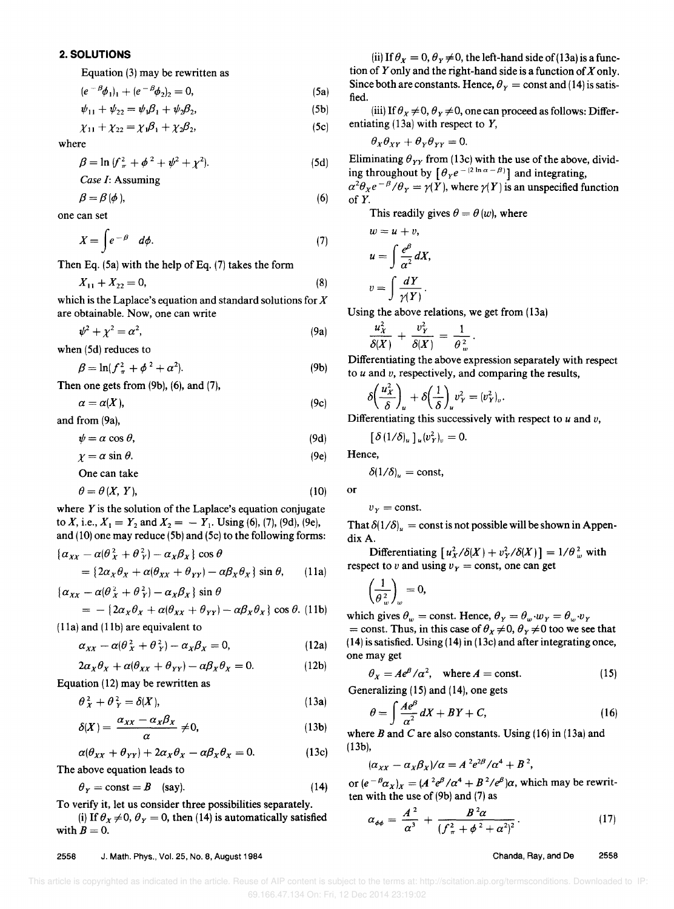## 2. SOLUTIONS

Equation (3) may be rewritten as

$$(e^{-\beta}\phi_1)_1 + (e^{-\beta}\phi_2)_2 = 0, \tag{5a}$$

$$\psi_{11} + \psi_{22} = \psi_1\beta_1 + \psi_2\beta_2, \tag{5b}$$

$$\chi_{11} + \chi_{22} = \chi_1\beta_1 + \chi_2\beta_2, \tag{5c}$$

where

$$\beta = \ln(f_\pi^2 + \phi^2 + \psi^2 + \chi^2). \tag{5d}$$

*Case I*: Assuming

$$\beta = \beta(\phi), \tag{6}$$

one can set

$$X = \int e^{-\beta} \ d\phi. \tag{7}$$

Then Eq. (5a) with the help of Eq. (7) takes the form

$$X_{11} + X_{22} = 0, \tag{8}$$

which is the Laplace's equation and standard solutions for $X$ are obtainable. Now, one can write

$$\psi^2 + \chi^2 = \alpha^2, \tag{9a}$$

when (5d) reduces to

$$\beta = \ln(f_\pi^2 + \phi^2 + \alpha^2). \tag{9b}$$

Then one gets from (9b), (6), and (7),

$$\alpha = \alpha(X), \tag{9c}$$

and from (9a),

$$\psi = \alpha \cos\theta, \tag{9d}$$

$$\chi = \alpha \sin\theta. \tag{9e}$$

One can take

$$\theta = \theta(X, Y), \tag{10}$$

where $Y$ is the solution of the Laplace's equation conjugate to $X$, i.e., $X_1 = Y_2$ and $X_2 = -Y_1$. Using (6), (7), (9d), (9e), and (10) one may reduce (5b) and (5c) to the following forms:

$$\{\alpha_{XX} - \alpha(\theta_X^2 + \theta_Y^2) - \alpha_X\beta_X\}\cos\theta = \{2\alpha_X\theta_X + \alpha(\theta_{XX} + \theta_{YY}) - \alpha\beta_X\theta_X\}\sin\theta, \tag{11a}$$

$$\{\alpha_{XX} - \alpha(\theta_X^2 + \theta_Y^2) - \alpha_X\beta_X\}\sin\theta = -\{2\alpha_X\theta_X + \alpha(\theta_{XX} + \theta_{YY}) - \alpha\beta_X\theta_X\}\cos\theta. \tag{11b}$$

(11a) and (11b) are equivalent to

$$\alpha_{XX} - \alpha(\theta_X^2 + \theta_Y^2) - \alpha_X\beta_X = 0, \tag{12a}$$

$$2\alpha_X\theta_X + \alpha(\theta_{XX} + \theta_{YY}) - \alpha\beta_X\theta_X = 0. \tag{12b}$$

Equation (12) may be rewritten as

$$\theta_X^2 + \theta_Y^2 = \delta(X), \tag{13a}$$

$$\delta(X) = \frac{\alpha_{XX} - \alpha_X\beta_X}{\alpha} \neq 0, \tag{13b}$$

$$\alpha(\theta_{XX} + \theta_{YY}) + 2\alpha_X\theta_X - \alpha\beta_X\theta_X = 0. \tag{13c}$$

The above equation leads to

$$\theta_Y = \text{const} = B \quad \text{(say)}. \tag{14}$$

To verify it, let us consider three possibilities separately.

(i) If $\theta_X \neq 0$, $\theta_Y = 0$, then (14) is automatically satisfied with $B = 0$.

(ii) If $\theta_X = 0$, $\theta_Y \neq 0$, the left-hand side of (13a) is a function of $Y$ only and the right-hand side is a function of $X$ only. Since both are constants. Hence, $\theta_Y = \text{const}$ and (14) is satisfied.

(iii) If $\theta_X \neq 0$, $\theta_Y \neq 0$, one can proceed as follows: Differentiating (13a) with respect to $Y$,

$$\theta_X\theta_{XY} + \theta_Y\theta_{YY} = 0.$$

Eliminating $\theta_{YY}$ from (13c) with the use of the above, dividing throughout by $[\theta_Y e^{-(2\ln\alpha - \beta)}]$ and integrating, $\alpha^2\theta_X e^{-\beta}/\theta_Y = \gamma(Y)$, where $\gamma(Y)$ is an unspecified function of $Y$.

This readily gives $\theta = \theta(w)$, where

$$w = u + v,$$

$$u = \int \frac{e^\beta}{\alpha^2} dX,$$

$$v = \int \frac{dY}{\gamma(Y)}.$$

Using the above relations, we get from (13a)

$$\frac{u_X^2}{\delta(X)} + \frac{v_Y^2}{\delta(X)} = \frac{1}{\theta_w^2}.$$

Differentiating the above expression separately with respect to $u$ and $v$, respectively, and comparing the results,

$$\delta\left(\frac{u_X^2}{\delta}\right)_u + \delta\left(\frac{1}{\delta}\right)_u v_Y^2 = (v_Y^2)_v.$$

Differentiating this successively with respect to $u$ and $v$,

$$[\delta(1/\delta)_u]_u (v_Y^2)_v = 0.$$

Hence,

$$\delta(1/\delta)_u = \text{const},$$

or

$$v_Y = \text{const}.$$

That $\delta(1/\delta)_u = \text{const}$ is not possible will be shown in Appendix A.

Differentiating $[u_X^2/\delta(X) + v_Y^2/\delta(X)] = 1/\theta_w^2$ with respect to $v$ and using $v_Y = \text{const}$, one can get

$$\left(\frac{1}{\theta_w^2}\right)_w = 0,$$

which gives $\theta_w = \text{const}$. Hence, $\theta_Y = \theta_w \cdot w_Y = \theta_w \cdot v_Y = \text{const}$. Thus, in this case of $\theta_X \neq 0$, $\theta_Y \neq 0$ too we see that (14) is satisfied. Using (14) in (13c) and after integrating once, one may get

$$\theta_X = Ae^\beta/\alpha^2, \quad \text{where } A = \text{const}. \tag{15}$$

Generalizing (15) and (14), one gets

$$\theta = \int \frac{Ae^\beta}{\alpha^2} dX + BY + C, \tag{16}$$

where $B$ and $C$ are also constants. Using (16) in (13a) and (13b),

$$(\alpha_{XX} - \alpha_X\beta_X)/\alpha = A^2 e^{2\beta}/\alpha^4 + B^2,$$

or $(e^{-\beta}\alpha_X)_X = (A^2 e^\beta/\alpha^4 + B^2/e^\beta)\alpha$, which may be rewritten with the use of (9b) and (7) as

$$\alpha_{\phi\phi} = \frac{A^2}{\alpha^3} + \frac{B^2\alpha}{(f_\pi^2 + \phi^2 + \alpha^2)^2}. \tag{17}$$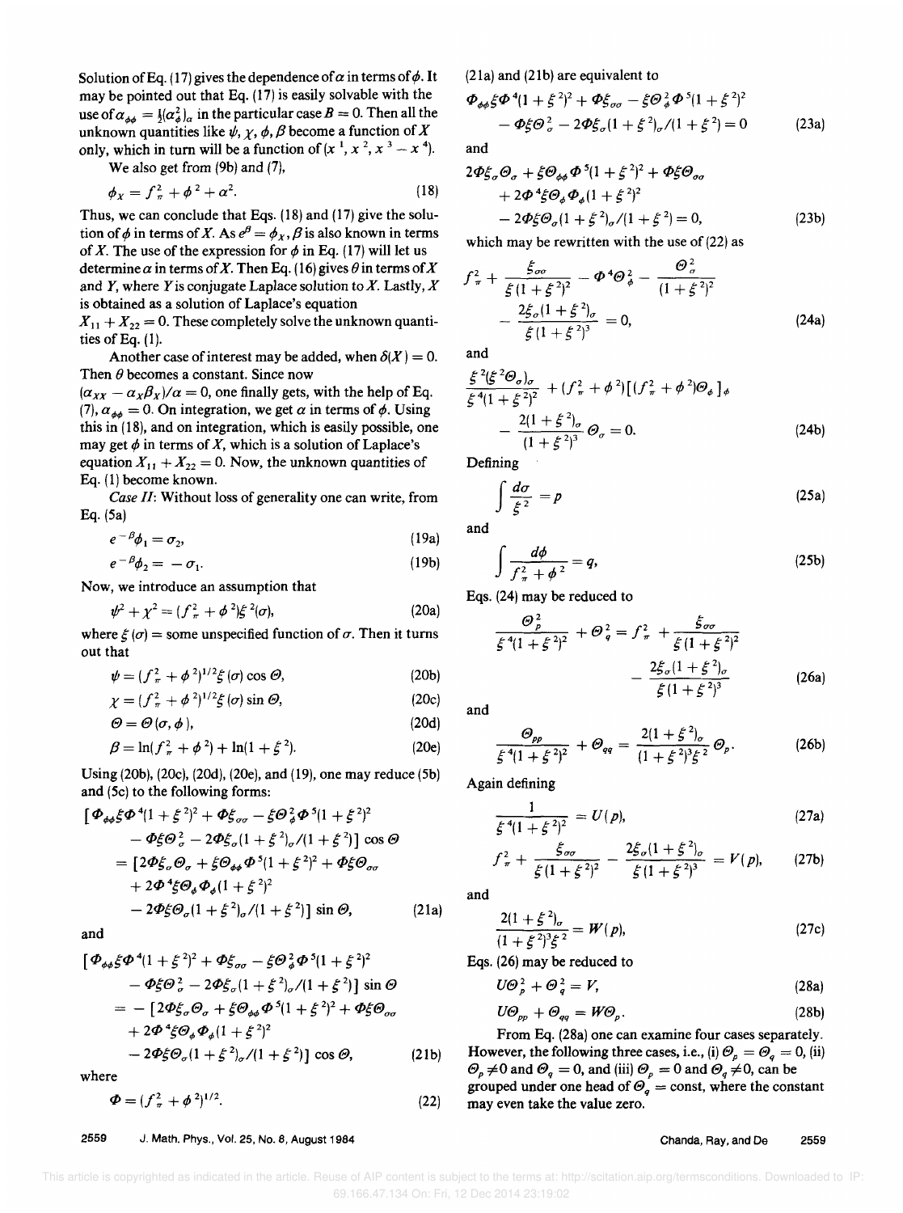Solution of Eq. (17) gives the dependence of $\alpha$ in terms of $\phi$. It may be pointed out that Eq. (17) is easily solvable with the use of $\alpha_{\phi\phi} = \frac{1}{2}(\alpha_\phi^2)_\alpha$ in the particular case $B = 0$. Then all the unknown quantities like $\psi, \chi, \phi, \beta$ become a function of $X$ only, which in turn will be a function of $(x^1, x^2, x^3 - x^4)$.

We also get from (9b) and (7),

$$\phi_X = f_\pi^2 + \phi^2 + \alpha^2. \tag{18}$$

Thus, we can conclude that Eqs. (18) and (17) give the solution of $\phi$ in terms of $X$. As $e^\beta = \phi_X$, $\beta$ is also known in terms of $X$. The use of the expression for $\phi$ in Eq. (17) will let us determine $\alpha$ in terms of $X$. Then Eq. (16) gives $\theta$ in terms of $X$ and $Y$, where $Y$ is conjugate Laplace solution to $X$. Lastly, $X$ is obtained as a solution of Laplace's equation $X_{11} + X_{22} = 0$. These completely solve the unknown quantities of Eq. (1).

Another case of interest may be added, when $\delta(X) = 0$. Then $\theta$ becomes a constant. Since now $(\alpha_{XX} - \alpha_X \beta_X)/\alpha = 0$, one finally gets, with the help of Eq. (7), $\alpha_{\phi\phi} = 0$. On integration, we get $\alpha$ in terms of $\phi$. Using this in (18), and on integration, which is easily possible, one may get $\phi$ in terms of $X$, which is a solution of Laplace's equation $X_{11} + X_{22} = 0$. Now, the unknown quantities of Eq. (1) become known.

*Case II*: Without loss of generality one can write, from Eq. (5a)

$$e^{-\beta}\phi_1 = \sigma_2, \tag{19a}$$

$$e^{-\beta}\phi_2 = -\sigma_1. \tag{19b}$$

Now, we introduce an assumption that

$$\psi^2 + \chi^2 = (f_\pi^2 + \phi^2)\xi^2(\sigma), \tag{20a}$$

where $\xi(\sigma)$ = some unspecified function of $\sigma$. Then it turns out that

$$\psi = (f_\pi^2 + \phi^2)^{1/2}\xi(\sigma)\cos\Theta, \tag{20b}$$

$$\chi = (f_\pi^2 + \phi^2)^{1/2}\xi(\sigma)\sin\Theta, \tag{20c}$$

$$\Theta = \Theta(\sigma, \phi), \tag{20d}$$

$$\beta = \ln(f_\pi^2 + \phi^2) + \ln(1 + \xi^2). \tag{20e}$$

Using (20b), (20c), (20d), (20e), and (19), one may reduce (5b) and (5c) to the following forms:

$$\begin{aligned}
&[\Phi_{\phi\phi}\xi\Phi^4(1+\xi^2)^2 + \Phi\xi_{\sigma\sigma} - \xi\Theta_\phi^2\Phi^5(1+\xi^2)^2 \\
&\quad - \Phi\xi\Theta_\sigma^2 - 2\Phi\xi_\sigma(1+\xi^2)_\sigma/(1+\xi^2)]\cos\Theta \\
&= [2\Phi\xi_\sigma\Theta_\sigma + \xi\Theta_{\phi\phi}\Phi^5(1+\xi^2)^2 + \Phi\xi\Theta_{\sigma\sigma} \\
&\quad + 2\Phi^4\xi\Theta_\phi\Phi_\phi(1+\xi^2)^2 \\
&\quad - 2\Phi\xi\Theta_\sigma(1+\xi^2)_\sigma/(1+\xi^2)]\sin\Theta,
\end{aligned} \tag{21a}$$

and

$$\begin{aligned}
&[\Phi_{\phi\phi}\xi\Phi^4(1+\xi^2)^2 + \Phi\xi_{\sigma\sigma} - \xi\Theta_\phi^2\Phi^5(1+\xi^2)^2 \\
&\quad - \Phi\xi\Theta_\sigma^2 - 2\Phi\xi_\sigma(1+\xi^2)_\sigma/(1+\xi^2)]\sin\Theta \\
&= -[2\Phi\xi_\sigma\Theta_\sigma + \xi\Theta_{\phi\phi}\Phi^5(1+\xi^2)^2 + \Phi\xi\Theta_{\sigma\sigma} \\
&\quad + 2\Phi^4\xi\Theta_\phi\Phi_\phi(1+\xi^2)^2 \\
&\quad - 2\Phi\xi\Theta_\sigma(1+\xi^2)_\sigma/(1+\xi^2)]\cos\Theta,
\end{aligned} \tag{21b}$$

where

$$\Phi = (f_\pi^2 + \phi^2)^{1/2}. \tag{22}$$

(21a) and (21b) are equivalent to

$$\begin{aligned}
&\Phi_{\phi\phi}\xi\Phi^4(1+\xi^2)^2 + \Phi\xi_{\sigma\sigma} - \xi\Theta_\phi^2\Phi^5(1+\xi^2)^2 \\
&\quad - \Phi\xi\Theta_\sigma^2 - 2\Phi\xi_\sigma(1+\xi^2)_\sigma/(1+\xi^2) = 0
\end{aligned} \tag{23a}$$

and

$$\begin{aligned}
&2\Phi\xi_\sigma\Theta_\sigma + \xi\Theta_{\phi\phi}\Phi^5(1+\xi^2)^2 + \Phi\xi\Theta_{\sigma\sigma} \\
&\quad + 2\Phi^4\xi\Theta_\phi\Phi_\phi(1+\xi^2)^2 \\
&\quad - 2\Phi\xi\Theta_\sigma(1+\xi^2)_\sigma/(1+\xi^2) = 0,
\end{aligned} \tag{23b}$$

which may be rewritten with the use of (22) as

$$\begin{aligned}
&f_\pi^2 + \frac{\xi_{\sigma\sigma}}{\xi(1+\xi^2)^2} - \Phi^4\Theta_\phi^2 - \frac{\Theta_\sigma^2}{(1+\xi^2)^2} \\
&\quad - \frac{2\xi_\sigma(1+\xi^2)_\sigma}{\xi(1+\xi^2)^3} = 0,
\end{aligned} \tag{24a}$$

and

$$\begin{aligned}
&\frac{\xi^2(\xi^2\Theta_\sigma)_\sigma}{\xi^4(1+\xi^2)^2} + (f_\pi^2 + \phi^2)[(f_\pi^2 + \phi^2)\Theta_\phi]_\phi \\
&\quad - \frac{2(1+\xi^2)_\sigma}{(1+\xi^2)^3}\Theta_\sigma = 0.
\end{aligned} \tag{24b}$$

Defining

$$\int \frac{d\sigma}{\xi^2} = p \tag{25a}$$

and

$$\int \frac{d\phi}{f_\pi^2 + \phi^2} = q, \tag{25b}$$

Eqs. (24) may be reduced to

$$\begin{aligned}
\frac{\Theta_p^2}{\xi^4(1+\xi^2)^2} + \Theta_q^2 = f_\pi^2 &+ \frac{\xi_{\sigma\sigma}}{\xi(1+\xi^2)^2} \\
&- \frac{2\xi_\sigma(1+\xi^2)_\sigma}{\xi(1+\xi^2)^3}
\end{aligned} \tag{26a}$$

and

$$\frac{\Theta_{pp}}{\xi^4(1+\xi^2)^2} + \Theta_{qq} = \frac{2(1+\xi^2)_\sigma}{(1+\xi^2)^3\xi^2}\Theta_p. \tag{26b}$$

Again defining

$$\frac{1}{\xi^4(1+\xi^2)^2} = U(p), \tag{27a}$$

$$f_\pi^2 + \frac{\xi_{\sigma\sigma}}{\xi(1+\xi^2)^2} - \frac{2\xi_\sigma(1+\xi^2)_\sigma}{\xi(1+\xi^2)^3} = V(p), \tag{27b}$$

and

$$\frac{2(1+\xi^2)_\sigma}{(1+\xi^2)^3\xi^2} = W(p), \tag{27c}$$

Eqs. (26) may be reduced to

$$U\Theta_p^2 + \Theta_q^2 = V, \tag{28a}$$

$$U\Theta_{pp} + \Theta_{qq} = W\Theta_p. \tag{28b}$$

From Eq. (28a) one can examine four cases separately. However, the following three cases, i.e., (i) $\Theta_p = \Theta_q = 0$, (ii) $\Theta_p \neq 0$ and $\Theta_q = 0$, and (iii) $\Theta_p = 0$ and $\Theta_q \neq 0$, can be grouped under one head of $\Theta_q$ = const, where the constant may even take the value zero.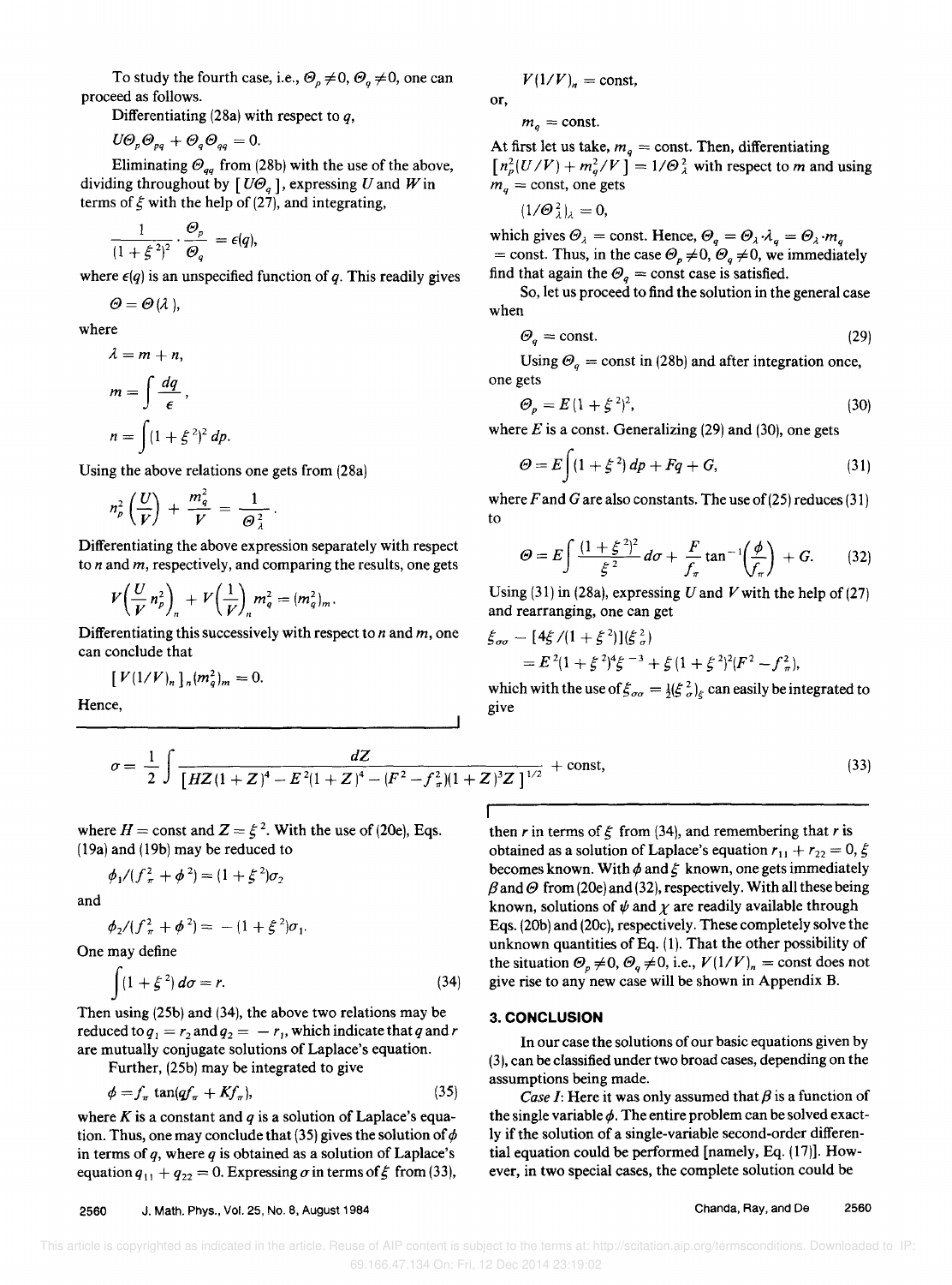To study the fourth case, i.e., $\Theta_p \neq 0$, $\Theta_q \neq 0$, one can proceed as follows.

Differentiating (28a) with respect to $q$,

$$U\Theta_p\Theta_{pq} + \Theta_q\Theta_{qq} = 0.$$

Eliminating $\Theta_{qq}$ from (28b) with the use of the above, dividing throughout by $[U\Theta_q]$, expressing $U$ and $W$ in terms of $\xi$ with the help of (27), and integrating,

$$\frac{1}{(1+\xi^2)^2} \cdot \frac{\Theta_p}{\Theta_q} = \epsilon(q),$$

where $\epsilon(q)$ is an unspecified function of $q$. This readily gives

$$\Theta = \Theta(\lambda),$$

where

$$\lambda = m + n,$$

$$m = \int \frac{dq}{\epsilon},$$

$$n = \int (1+\xi^2)^2\, dp.$$

Using the above relations one gets from (28a)

$$n_p^2\left(\frac{U}{V}\right) + \frac{m_q^2}{V} = \frac{1}{\Theta_\lambda^2}.$$

Differentiating the above expression separately with respect to $n$ and $m$, respectively, and comparing the results, one gets

$$V\left(\frac{U}{V}n_p^2\right)_n + V\left(\frac{1}{V}\right)_n m_q^2 = (m_q^2)_m.$$

Differentiating this successively with respect to $n$ and $m$, one can conclude that

$$[V(1/V)_n]_n (m_q^2)_m = 0.$$

Hence,

$$V(1/V)_n = \text{const},$$

or,

$$m_q = \text{const}.$$

At first let us take, $m_q = \text{const}$. Then, differentiating $[n_p^2(U/V) + m_q^2/V] = 1/\Theta_\lambda^2$ with respect to $m$ and using $m_q = \text{const}$, one gets

$$(1/\Theta_\lambda^2)_\lambda = 0,$$

which gives $\Theta_\lambda = \text{const}$. Hence, $\Theta_q = \Theta_\lambda \cdot \lambda_q = \Theta_\lambda \cdot m_q = \text{const}$. Thus, in the case $\Theta_p \neq 0$, $\Theta_q \neq 0$, we immediately find that again the $\Theta_q = \text{const}$ case is satisfied.

So, let us proceed to find the solution in the general case when

$$\Theta_q = \text{const}. \tag{29}$$

Using $\Theta_q = \text{const}$ in (28b) and after integration once, one gets

$$\Theta_p = E(1+\xi^2)^2, \tag{30}$$

where $E$ is a const. Generalizing (29) and (30), one gets

$$\Theta = E\int (1+\xi^2)\, dp + Fq + G, \tag{31}$$

where $F$ and $G$ are also constants. The use of (25) reduces (31) to

$$\Theta = E\int \frac{(1+\xi^2)^2}{\xi^2}\, d\sigma + \frac{F}{f_\pi}\tan^{-1}\left(\frac{\phi}{f_\pi}\right) + G. \tag{32}$$

Using (31) in (28a), expressing $U$ and $V$ with the help of (27) and rearranging, one can get

$$\xi_{\sigma\sigma} - [4\xi/(1+\xi^2)](\xi_\sigma^2) = E^2(1+\xi^2)^4\xi^{-3} + \xi(1+\xi^2)^2(F^2 - f_\pi^2),$$

which with the use of $\xi_{\sigma\sigma} = \frac{1}{2}(\xi_\sigma^2)_\xi$ can easily be integrated to give

$$\sigma = \frac{1}{2}\int \frac{dZ}{[HZ(1+Z)^4 - E^2(1+Z)^4 - (F^2 - f_\pi^2)(1+Z)^3 Z]^{1/2}} + \text{const}, \tag{33}$$

where $H = \text{const}$ and $Z = \xi^2$. With the use of (20e), Eqs. (19a) and (19b) may be reduced to

$$\phi_1/(f_\pi^2 + \phi^2) = (1+\xi^2)\sigma_2$$

and

$$\phi_2/(f_\pi^2 + \phi^2) = -(1+\xi^2)\sigma_1.$$

One may define

$$\int (1+\xi^2)\, d\sigma = r. \tag{34}$$

Then using (25b) and (34), the above two relations may be reduced to $q_1 = r_2$ and $q_2 = -r_1$, which indicate that $q$ and $r$ are mutually conjugate solutions of Laplace's equation.

Further, (25b) may be integrated to give

$$\phi = f_\pi \tan(qf_\pi + Kf_\pi), \tag{35}$$

where $K$ is a constant and $q$ is a solution of Laplace's equation. Thus, one may conclude that (35) gives the solution of $\phi$ in terms of $q$, where $q$ is obtained as a solution of Laplace's equation $q_{11} + q_{22} = 0$. Expressing $\sigma$ in terms of $\xi$ from (33), then $r$ in terms of $\xi$ from (34), and remembering that $r$ is obtained as a solution of Laplace's equation $r_{11} + r_{22} = 0$, $\xi$ becomes known. With $\phi$ and $\xi$ known, one gets immediately $\beta$ and $\Theta$ from (20e) and (32), respectively. With all these being known, solutions of $\psi$ and $\chi$ are readily available through Eqs. (20b) and (20c), respectively. These completely solve the unknown quantities of Eq. (1). That the other possibility of the situation $\Theta_p \neq 0$, $\Theta_q \neq 0$, i.e., $V(1/V)_n = \text{const}$ does not give rise to any new case will be shown in Appendix B.

## 3. CONCLUSION

In our case the solutions of our basic equations given by (3), can be classified under two broad cases, depending on the assumptions being made.

*Case I*: Here it was only assumed that $\beta$ is a function of the single variable $\phi$. The entire problem can be solved exactly if the solution of a single-variable second-order differential equation could be performed [namely, Eq. (17)]. However, in two special cases, the complete solution could be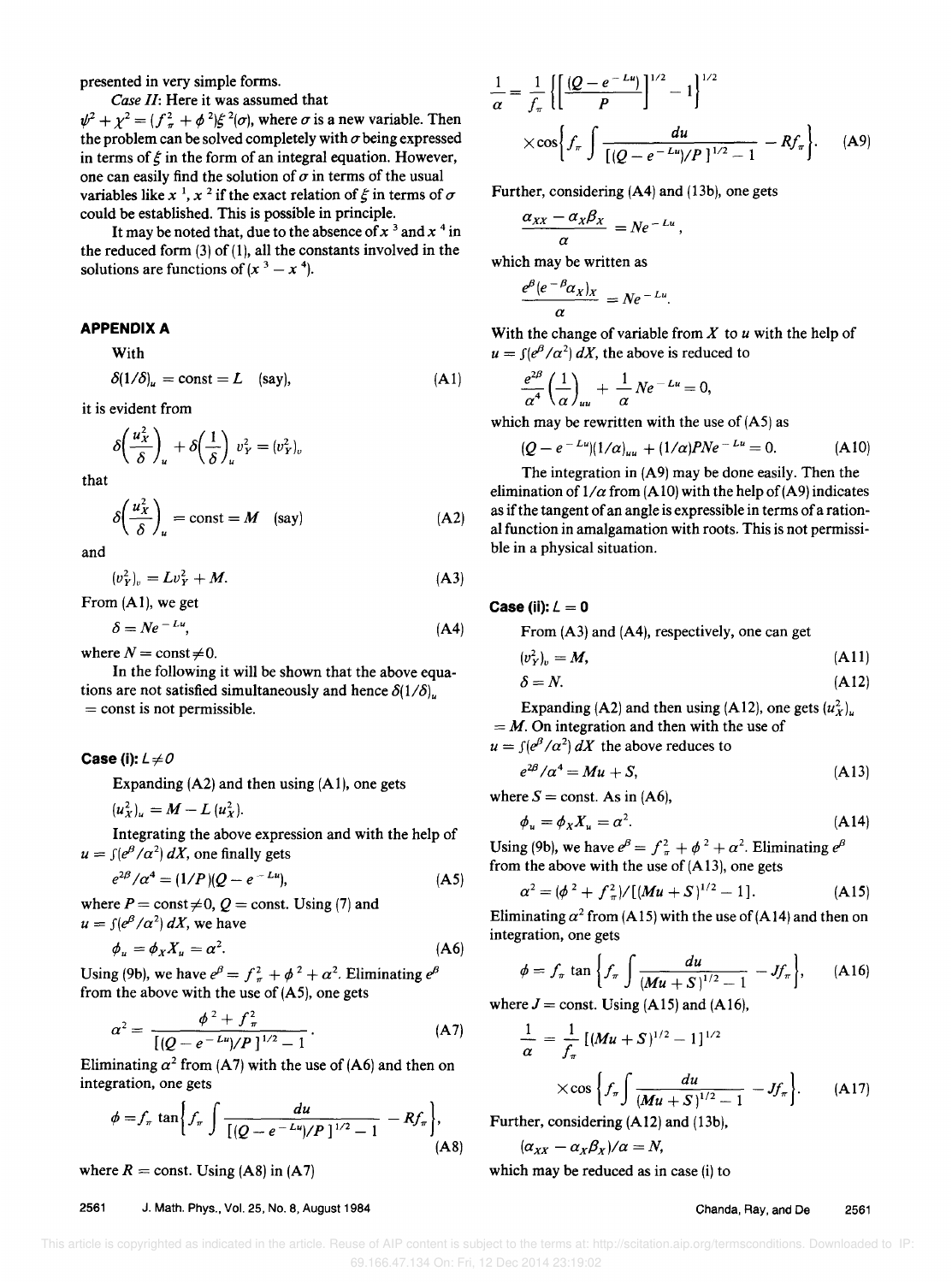presented in very simple forms.

*Case II*: Here it was assumed that $\psi^2 + \chi^2 = (f_\pi^2 + \phi^2)\xi^2(\sigma)$, where $\sigma$ is a new variable. Then the problem can be solved completely with $\sigma$ being expressed in terms of $\xi$ in the form of an integral equation. However, one can easily find the solution of $\sigma$ in terms of the usual variables like $x^1$, $x^2$ if the exact relation of $\xi$ in terms of $\sigma$ could be established. This is possible in principle.

It may be noted that, due to the absence of $x^3$ and $x^4$ in the reduced form (3) of (1), all the constants involved in the solutions are functions of $(x^3 - x^4)$.

## APPENDIX A

With

$$\delta(1/\delta)_u = \text{const} = L \quad \text{(say)}, \tag{A1}$$

it is evident from

$$\delta\left(\frac{u_X^2}{\delta}\right)_u + \delta\left(\frac{1}{\delta}\right)_u v_Y^2 = (v_Y^2)_v$$

that

$$\delta\left(\frac{u_X^2}{\delta}\right)_u = \text{const} = M \quad \text{(say)} \tag{A2}$$

and

$$(v_Y^2)_v = Lv_Y^2 + M. \tag{A3}$$

From (A1), we get

$$\delta = Ne^{-Lu}, \tag{A4}$$

where $N = \text{const} \neq 0$.

In the following it will be shown that the above equations are not satisfied simultaneously and hence $\delta(1/\delta)_u = \text{const}$ is not permissible.

### Case (i): $L \neq 0$

Expanding (A2) and then using (A1), one gets

$$(u_X^2)_u = M - L\,(u_X^2).$$

Integrating the above expression and with the help of $u = \int (e^\beta/\alpha^2)\,dX$, one finally gets

$$e^{2\beta}/\alpha^4 = (1/P)(Q - e^{-Lu}), \tag{A5}$$

where $P = \text{const} \neq 0$, $Q = \text{const}$. Using (7) and $u = \int (e^\beta/\alpha^2)\,dX$, we have

$$\phi_u = \phi_X X_u = \alpha^2. \tag{A6}$$

Using (9b), we have $e^\beta = f_\pi^2 + \phi^2 + \alpha^2$. Eliminating $e^\beta$ from the above with the use of (A5), one gets

$$\alpha^2 = \frac{\phi^2 + f_\pi^2}{[(Q - e^{-Lu})/P]^{1/2} - 1}. \tag{A7}$$

Eliminating $\alpha^2$ from (A7) with the use of (A6) and then on integration, one gets

$$\phi = f_\pi \tan\left\{ f_\pi \int \frac{du}{[(Q - e^{-Lu})/P]^{1/2} - 1} - Rf_\pi \right\}, \tag{A8}$$

where $R = \text{const}$. Using (A8) in (A7)

$$\frac{1}{\alpha} = \frac{1}{f_\pi}\left\{ \left[ \frac{(Q - e^{-Lu})}{P} \right]^{1/2} - 1 \right\}^{1/2} \times \cos\left\{ f_\pi \int \frac{du}{[(Q - e^{-Lu})/P]^{1/2} - 1} - Rf_\pi \right\}. \tag{A9}$$

Further, considering (A4) and (13b), one gets

$$\frac{\alpha_{XX} - \alpha_X \beta_X}{\alpha} = Ne^{-Lu},$$

which may be written as

$$\frac{e^\beta (e^{-\beta}\alpha_X)_X}{\alpha} = Ne^{-Lu}.$$

With the change of variable from $X$ to $u$ with the help of $u = \int (e^\beta/\alpha^2)\,dX$, the above is reduced to

$$\frac{e^{2\beta}}{\alpha^4}\left(\frac{1}{\alpha}\right)_{uu} + \frac{1}{\alpha} Ne^{-Lu} = 0,$$

which may be rewritten with the use of (A5) as

$$(Q - e^{-Lu})(1/\alpha)_{uu} + (1/\alpha)PNe^{-Lu} = 0. \tag{A10}$$

The integration in (A9) may be done easily. Then the elimination of $1/\alpha$ from (A10) with the help of (A9) indicates as if the tangent of an angle is expressible in terms of a rational function in amalgamation with roots. This is not permissible in a physical situation.

### Case (ii): $L = 0$

From (A3) and (A4), respectively, one can get

$$(v_Y^2)_v = M, \tag{A11}$$

$$\delta = N. \tag{A12}$$

Expanding (A2) and then using (A12), one gets $(u_X^2)_u = M$. On integration and then with the use of $u = \int (e^\beta/\alpha^2)\,dX$ the above reduces to

$$e^{2\beta}/\alpha^4 = Mu + S, \tag{A13}$$

where $S = \text{const}$. As in (A6),

$$\phi_u = \phi_X X_u = \alpha^2. \tag{A14}$$

Using (9b), we have $e^\beta = f_\pi^2 + \phi^2 + \alpha^2$. Eliminating $e^\beta$ from the above with the use of (A13), one gets

$$\alpha^2 = (\phi^2 + f_\pi^2)/[(Mu + S)^{1/2} - 1]. \tag{A15}$$

Eliminating $\alpha^2$ from (A15) with the use of (A14) and then on integration, one gets

$$\phi = f_\pi \tan\left\{ f_\pi \int \frac{du}{(Mu + S)^{1/2} - 1} - Jf_\pi \right\}, \tag{A16}$$

where $J = \text{const}$. Using (A15) and (A16),

$$\frac{1}{\alpha} = \frac{1}{f_\pi}[(Mu + S)^{1/2} - 1]^{1/2} \times \cos\left\{ f_\pi \int \frac{du}{(Mu + S)^{1/2} - 1} - Jf_\pi \right\}. \tag{A17}$$

Further, considering (A12) and (13b),

$$(\alpha_{XX} - \alpha_X \beta_X)/\alpha = N,$$

which may be reduced as in case (i) to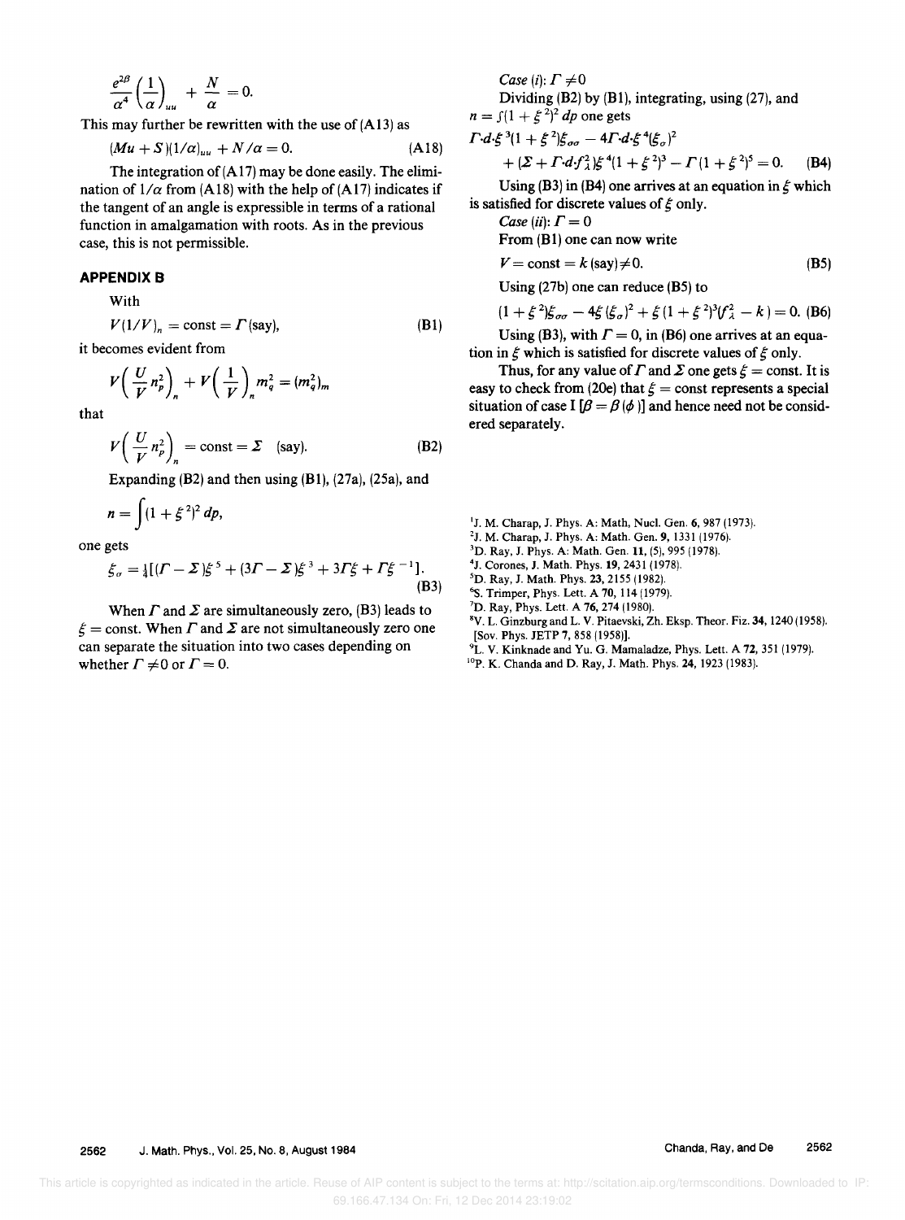$$\frac{e^{2\beta}}{\alpha^4}\left(\frac{1}{\alpha}\right)_{uu} + \frac{N}{\alpha} = 0.$$

This may further be rewritten with the use of (A13) as

$$(Mu + S)(1/\alpha)_{uu} + N/\alpha = 0. \tag{A18}$$

The integration of (A17) may be done easily. The elimination of $1/\alpha$ from (A18) with the help of (A17) indicates if the tangent of an angle is expressible in terms of a rational function in amalgamation with roots. As in the previous case, this is not permissible.

## APPENDIX B

With

$$V(1/V)_n = \text{const} = \Gamma \text{ (say)}, \tag{B1}$$

it becomes evident from

$$V\left(\frac{U}{V}n_p^2\right)_n + V\left(\frac{1}{V}\right)_n m_q^2 = (m_q^2)_m$$

that

$$V\left(\frac{U}{V}n_p^2\right)_n = \text{const} = \Sigma \quad \text{(say)}. \tag{B2}$$

Expanding (B2) and then using (B1), (27a), (25a), and

$$n = \int (1 + \xi^2)^2\, dp,$$

one gets

$$\xi_\sigma = \tfrac{1}{4}[(\Gamma - \Sigma)\xi^5 + (3\Gamma - \Sigma)\xi^3 + 3\Gamma\xi + \Gamma\xi^{-1}]. \tag{B3}$$

When $\Gamma$ and $\Sigma$ are simultaneously zero, (B3) leads to $\xi = \text{const}$. When $\Gamma$ and $\Sigma$ are not simultaneously zero one can separate the situation into two cases depending on whether $\Gamma \neq 0$ or $\Gamma = 0$.

*Case (i)*: $\Gamma \neq 0$

Dividing (B2) by (B1), integrating, using (27), and $n = \int (1 + \xi^2)^2\, dp$ one gets

$$\Gamma \cdot d \cdot \xi^3(1 + \xi^2)\xi_{\sigma\sigma} - 4\Gamma \cdot d \cdot \xi^4(\xi_\sigma)^2 + (\Sigma + \Gamma \cdot d \cdot f_\lambda^2)\xi^4(1 + \xi^2)^3 - \Gamma(1 + \xi^2)^5 = 0. \tag{B4}$$

Using (B3) in (B4) one arrives at an equation in $\xi$ which is satisfied for discrete values of $\xi$ only.

*Case (ii)*: $\Gamma = 0$

From (B1) one can now write

$$V = \text{const} = k \text{ (say)} \neq 0. \tag{B5}$$

Using (27b) one can reduce (B5) to

$$(1 + \xi^2)\xi_{\sigma\sigma} - 4\xi(\xi_\sigma)^2 + \xi(1 + \xi^2)^3(f_\lambda^2 - k) = 0. \tag{B6}$$

Using (B3), with $\Gamma = 0$, in (B6) one arrives at an equation in $\xi$ which is satisfied for discrete values of $\xi$ only.

Thus, for any value of $\Gamma$ and $\Sigma$ one gets $\xi = \text{const}$. It is easy to check from (20e) that $\xi = \text{const}$ represents a special situation of case I [$\beta = \beta(\phi)$] and hence need not be considered separately.

[1] J. M. Charap, J. Phys. A: Math, Nucl. Gen. **6**, 987 (1973).
[2] J. M. Charap, J. Phys. A: Math. Gen. **9**, 1331 (1976).
[3] D. Ray, J. Phys. A: Math. Gen. **11**, (5), 995 (1978).
[4] J. Corones, J. Math. Phys. **19**, 2431 (1978).
[5] D. Ray, J. Math. Phys. **23**, 2155 (1982).
[6] S. Trimper, Phys. Lett. A **70**, 114 (1979).
[7] D. Ray, Phys. Lett. A **76**, 274 (1980).
[8] V. L. Ginzburg and L. V. Pitaevski, Zh. Eksp. Theor. Fiz. **34**, 1240 (1958). [Sov. Phys. JETP **7**, 858 (1958)].
[9] L. V. Kinknade and Yu. G. Mamaladze, Phys. Lett. A **72**, 351 (1979).
[10] P. K. Chanda and D. Ray, J. Math. Phys. **24**, 1923 (1983).